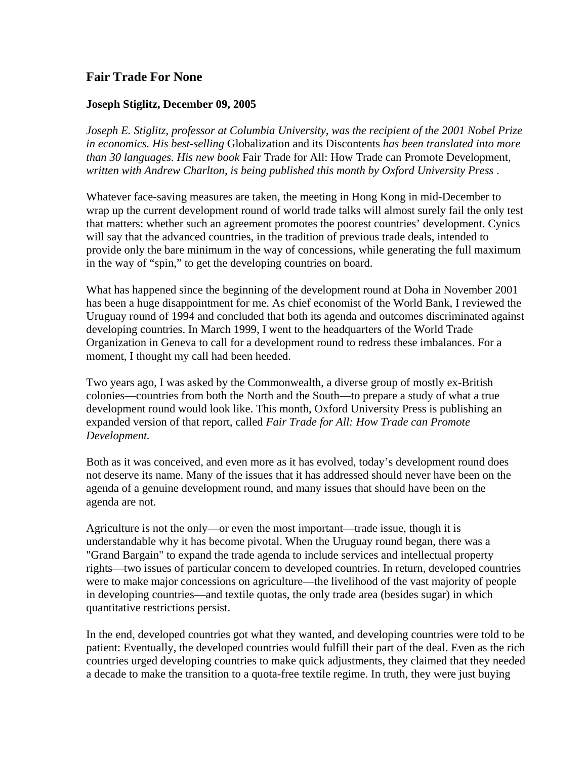## Fair Trade For None

**Joseph Stiglitz, December 09, 2005**

*Joseph E. Stiglitz, professor at Columbia University, was the recipient of the 2001 Nobel Prize in economics. His best-selling* Globalization and its Discontents *has been translated into more than 30 languages. His new book* Fair Trade for All: How Trade can Promote Development, *written with Andrew Charlton, is being published this month by Oxford University Press .*

Whatever face-saving measures are taken, the meeting in Hong Kong in mid-December to wrap up the current development round of world trade talks will almost surely fail the only test that matters: whether such an agreement promotes the poorest countries' development. Cynics will say that the advanced countries, in the tradition of previous trade deals, intended to provide only the bare minimum in the way of concessions, while generating the full maximum in the way of "spin," to get the developing countries on board.

What has happened since the beginning of the development round at Doha in November 2001 has been a huge disappointment for me. As chief economist of the World Bank, I reviewed the Uruguay round of 1994 and concluded that both its agenda and outcomes discriminated against developing countries. In March 1999, I went to the headquarters of the World Trade Organization in Geneva to call for a development round to redress these imbalances. For a moment, I thought my call had been heeded.

Two years ago, I was asked by the Commonwealth, a diverse group of mostly ex-British colonies—countries from both the North and the South—to prepare a study of what a true development round would look like. This month, Oxford University Press is publishing an expanded version of that report, called *Fair Trade for All: How Trade can Promote Development.*

Both as it was conceived, and even more as it has evolved, today's development round does not deserve its name. Many of the issues that it has addressed should never have been on the agenda of a genuine development round, and many issues that should have been on the agenda are not.

Agriculture is not the only—or even the most important—trade issue, though it is understandable why it has become pivotal. When the Uruguay round began, there was a "Grand Bargain" to expand the trade agenda to include services and intellectual property rights—two issues of particular concern to developed countries. In return, developed countries were to make major concessions on agriculture—the livelihood of the vast majority of people in developing countries—and textile quotas, the only trade area (besides sugar) in which quantitative restrictions persist.

In the end, developed countries got what they wanted, and developing countries were told to be patient: Eventually, the developed countries would fulfill their part of the deal. Even as the rich countries urged developing countries to make quick adjustments, they claimed that they needed a decade to make the transition to a quota-free textile regime. In truth, they were just buying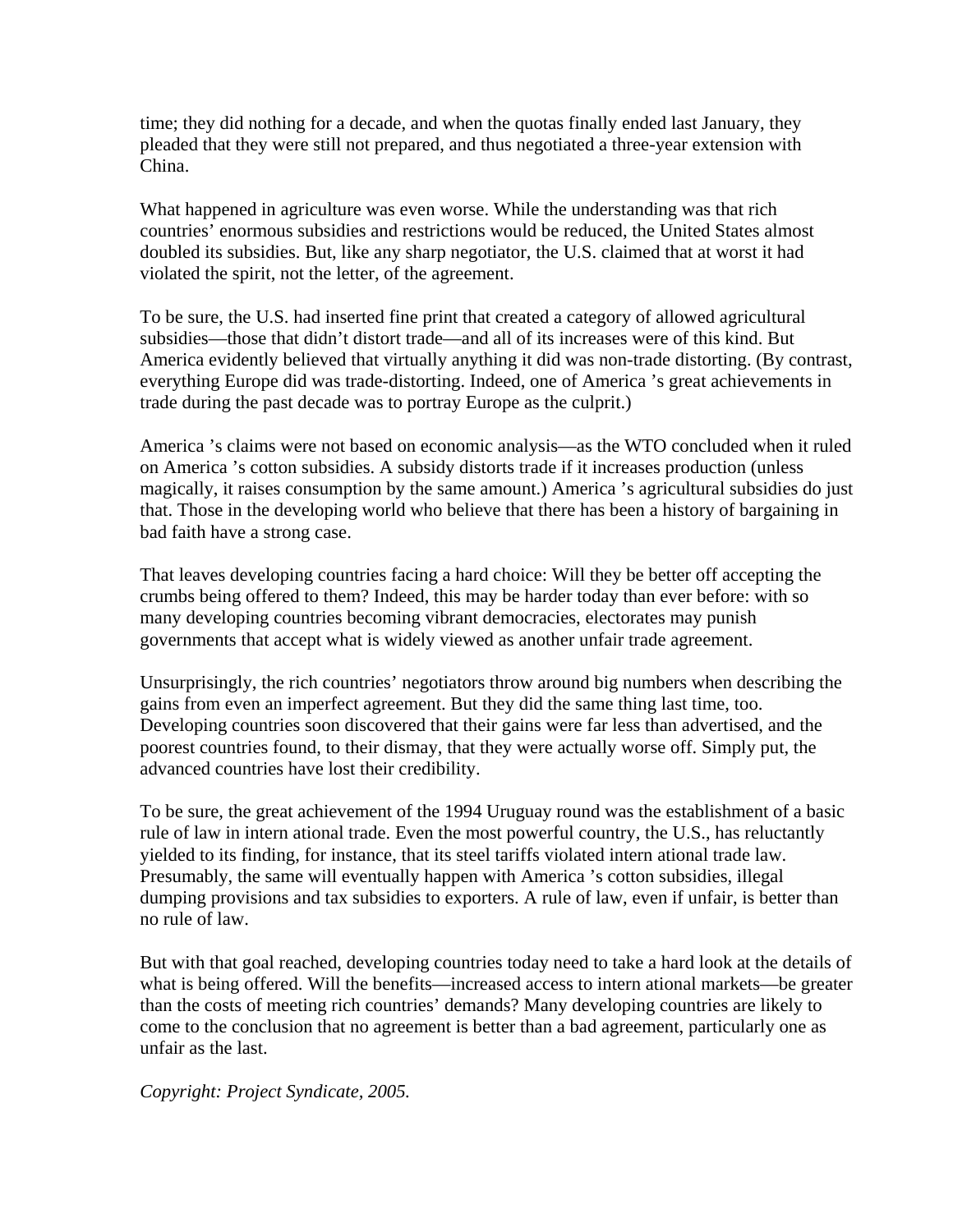time; they did nothing for a decade, and when the quotas finally ended last January, they pleaded that they were still not prepared, and thus negotiated a three-year extension with China.

What happened in agriculture was even worse. While the understanding was that rich countries' enormous subsidies and restrictions would be reduced, the United States almost doubled its subsidies. But, like any sharp negotiator, the U.S. claimed that at worst it had violated the spirit, not the letter, of the agreement.

To be sure, the U.S. had inserted fine print that created a category of allowed agricultural subsidies—those that didn't distort trade—and all of its increases were of this kind. But America evidently believed that virtually anything it did was non-trade distorting. (By contrast, everything Europe did was trade-distorting. Indeed, one of America 's great achievements in trade during the past decade was to portray Europe as the culprit.)

America 's claims were not based on economic analysis—as the WTO concluded when it ruled on America 's cotton subsidies. A subsidy distorts trade if it increases production (unless magically, it raises consumption by the same amount.) America 's agricultural subsidies do just that. Those in the developing world who believe that there has been a history of bargaining in bad faith have a strong case.

That leaves developing countries facing a hard choice: Will they be better off accepting the crumbs being offered to them? Indeed, this may be harder today than ever before: with so many developing countries becoming vibrant democracies, electorates may punish governments that accept what is widely viewed as another unfair trade agreement.

Unsurprisingly, the rich countries' negotiators throw around big numbers when describing the gains from even an imperfect agreement. But they did the same thing last time, too. Developing countries soon discovered that their gains were far less than advertised, and the poorest countries found, to their dismay, that they were actually worse off. Simply put, the advanced countries have lost their credibility.

To be sure, the great achievement of the 1994 Uruguay round was the establishment of a basic rule of law in intern ational trade. Even the most powerful country, the U.S., has reluctantly yielded to its finding, for instance, that its steel tariffs violated intern ational trade law. Presumably, the same will eventually happen with America 's cotton subsidies, illegal dumping provisions and tax subsidies to exporters. A rule of law, even if unfair, is better than no rule of law.

But with that goal reached, developing countries today need to take a hard look at the details of what is being offered. Will the benefits—increased access to intern ational markets—be greater than the costs of meeting rich countries' demands? Many developing countries are likely to come to the conclusion that no agreement is better than a bad agreement, particularly one as unfair as the last.

*Copyright: Project Syndicate, 2005.*